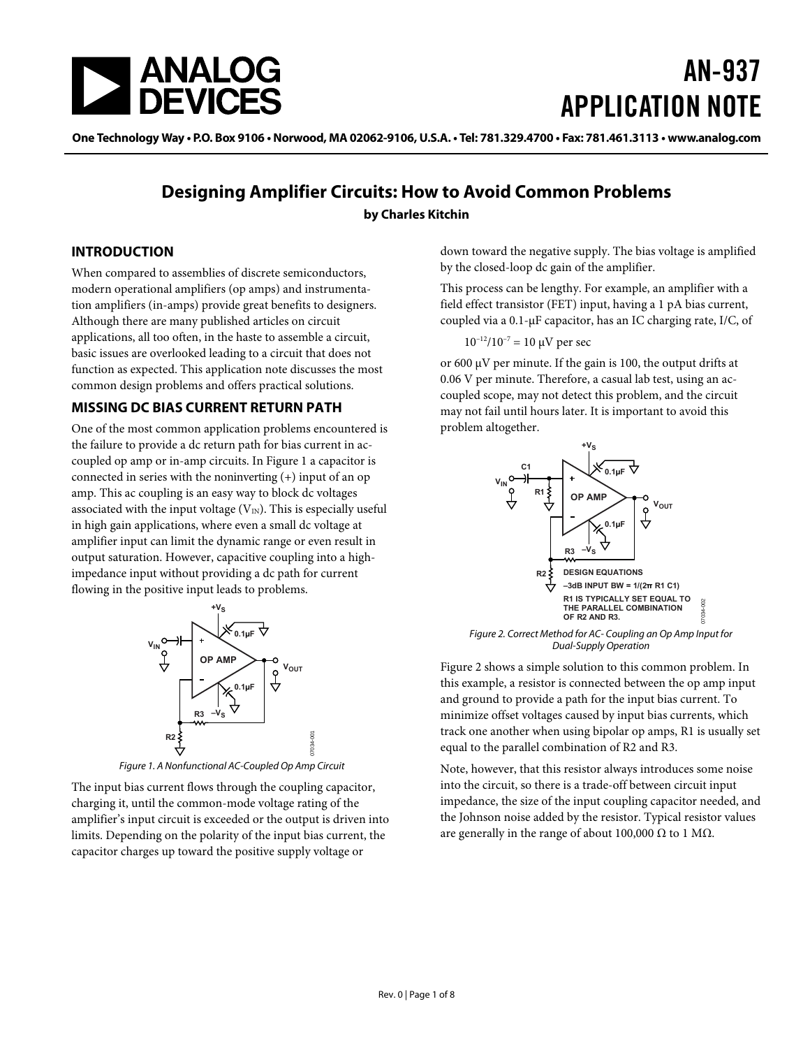# AN-937 APPLICATION NOTE

One Technology Way • P.O. Box 9106 • Norwood, MA 02062-9106, U.S.A. • Tel: 781.329.4700 • Fax: 781.461.3113 • www.analog.com

## Designing Amplifier Circuits: How to Avoid Common Problems

**by Charles Kitchin**

### INTRODUCTION

When compared to assemblies of discrete semiconductors, modern operational amplifiers (op amps) and instrumentation amplifiers (in-amps) provide great benefits to designers. Although there are many published articles on circuit applications, all too often, in the haste to assemble a circuit, basic issues are overlooked leading to a circuit that does not function as expected. This application note discusses the most common design problems and offers practical solutions.

### MISSING DC BIAS CURRENT RETURN PATH

One of the most common application problems encountered is the failure to provide a dc return path for bias current in ac-coupled op amp or in-amp circuits. In Figure 1 a capacitor is connected in series with the noninverting (+) input of an op amp. This ac coupling is an easy way to block dc voltages associated with the input voltage ($V_{IN}$). This is especially useful in high gain applications, where even a small dc voltage at amplifier input can limit the dynamic range or even result in output saturation. However, capacitive coupling into a high-impedance input without providing a dc path for current flowing in the positive input leads to problems.

*Figure 1. A Nonfunctional AC-Coupled Op Amp Circuit*

The input bias current flows through the coupling capacitor, charging it, until the common-mode voltage rating of the amplifier's input circuit is exceeded or the output is driven into limits. Depending on the polarity of the input bias current, the capacitor charges up toward the positive supply voltage or down toward the negative supply. The bias voltage is amplified by the closed-loop dc gain of the amplifier.

This process can be lengthy. For example, an amplifier with a field effect transistor (FET) input, having a 1 pA bias current, coupled via a 0.1-μF capacitor, has an IC charging rate, I/C, of

$$10^{-12}/10^{-7} = 10\ \mu V \text{ per sec}$$

or 600 μV per minute. If the gain is 100, the output drifts at 0.06 V per minute. Therefore, a casual lab test, using an ac-coupled scope, may not detect this problem, and the circuit may not fail until hours later. It is important to avoid this problem altogether.

DESIGN EQUATIONS
–3dB INPUT BW = 1/(2π R1 C1)
R1 IS TYPICALLY SET EQUAL TO THE PARALLEL COMBINATION OF R2 AND R3.

*Figure 2. Correct Method for AC- Coupling an Op Amp Input for Dual-Supply Operation*

Figure 2 shows a simple solution to this common problem. In this example, a resistor is connected between the op amp input and ground to provide a path for the input bias current. To minimize offset voltages caused by input bias currents, which track one another when using bipolar op amps, R1 is usually set equal to the parallel combination of R2 and R3.

Note, however, that this resistor always introduces some noise into the circuit, so there is a trade-off between circuit input impedance, the size of the input coupling capacitor needed, and the Johnson noise added by the resistor. Typical resistor values are generally in the range of about 100,000 Ω to 1 MΩ.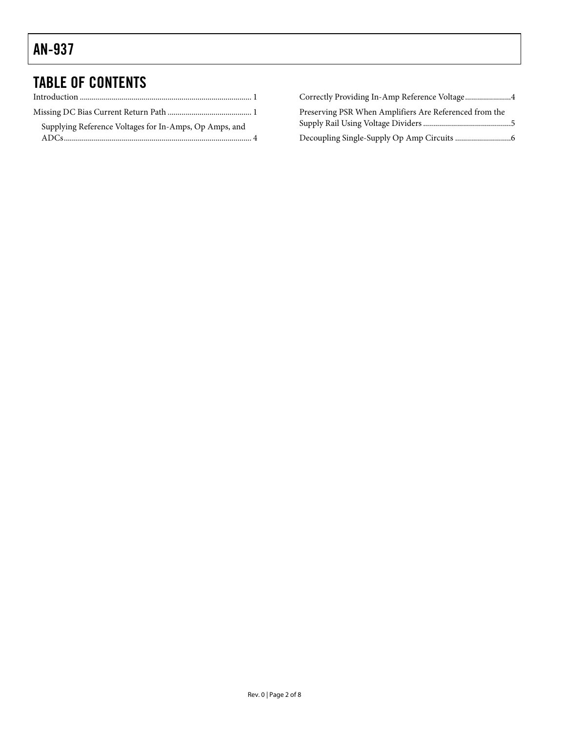## TABLE OF CONTENTS

Introduction .......................................................................................... 1

Missing DC Bias Current Return Path ............................................ 1

Supplying Reference Voltages for In-Amps, Op Amps, and ADCs .................................................................................................. 4

Correctly Providing In-Amp Reference Voltage ......................... 4

Preserving PSR When Amplifiers Are Referenced from the Supply Rail Using Voltage Dividers ............................................. 5

Decoupling Single-Supply Op Amp Circuits ............................. 6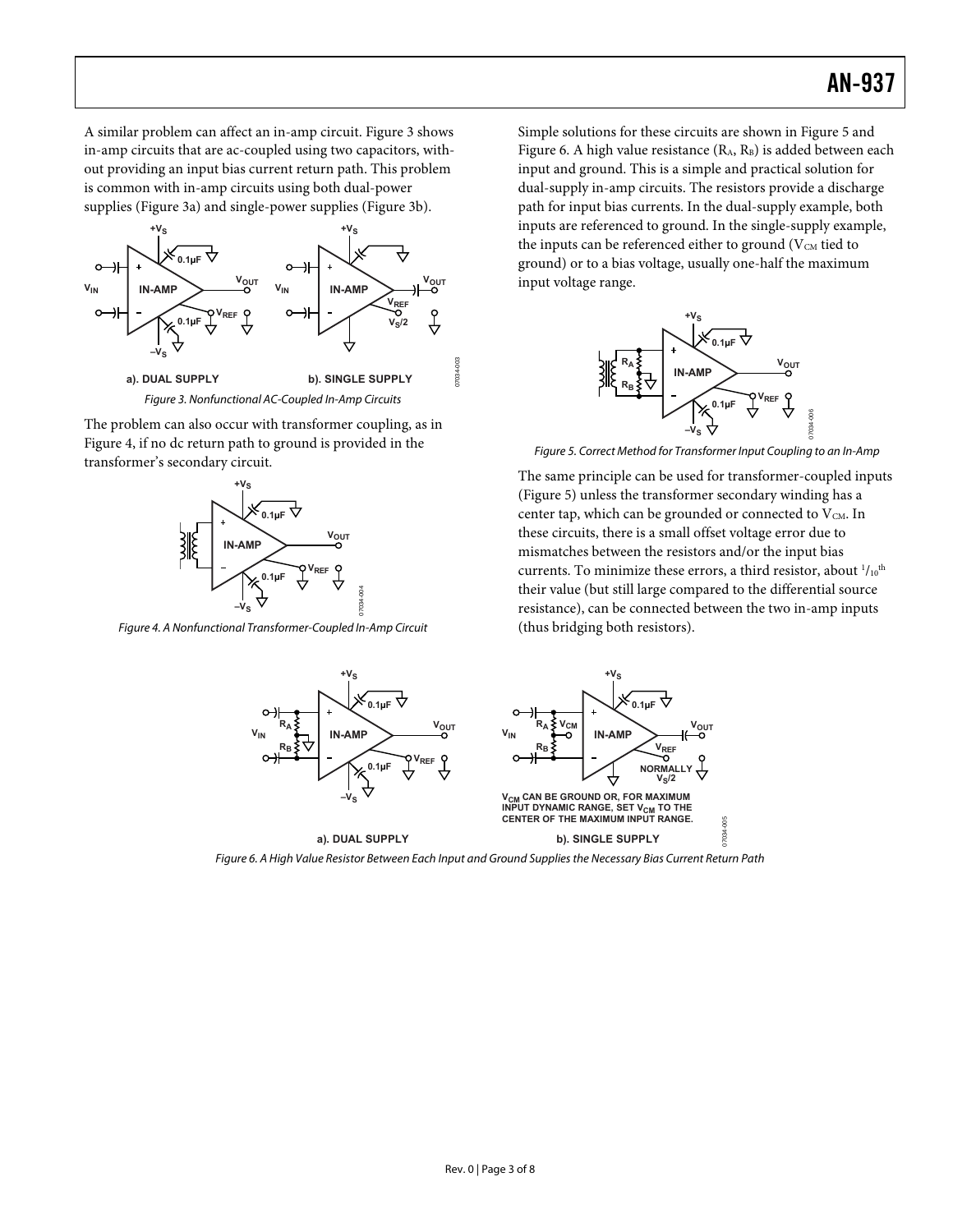A similar problem can affect an in-amp circuit. Figure 3 shows in-amp circuits that are ac-coupled using two capacitors, without providing an input bias current return path. This problem is common with in-amp circuits using both dual-power supplies (Figure 3a) and single-power supplies (Figure 3b).

*Figure 3. Nonfunctional AC-Coupled In-Amp Circuits*

The problem can also occur with transformer coupling, as in Figure 4, if no dc return path to ground is provided in the transformer's secondary circuit.

*Figure 4. A Nonfunctional Transformer-Coupled In-Amp Circuit*

Simple solutions for these circuits are shown in Figure 5 and Figure 6. A high value resistance ($R_A$, $R_B$) is added between each input and ground. This is a simple and practical solution for dual-supply in-amp circuits. The resistors provide a discharge path for input bias currents. In the dual-supply example, both inputs are referenced to ground. In the single-supply example, the inputs can be referenced either to ground ($V_{CM}$ tied to ground) or to a bias voltage, usually one-half the maximum input voltage range.

*Figure 5. Correct Method for Transformer Input Coupling to an In-Amp*

The same principle can be used for transformer-coupled inputs (Figure 5) unless the transformer secondary winding has a center tap, which can be grounded or connected to $V_{CM}$. In these circuits, there is a small offset voltage error due to mismatches between the resistors and/or the input bias currents. To minimize these errors, a third resistor, about $1/10^{th}$ their value (but still large compared to the differential source resistance), can be connected between the two in-amp inputs (thus bridging both resistors).

*Figure 6. A High Value Resistor Between Each Input and Ground Supplies the Necessary Bias Current Return Path*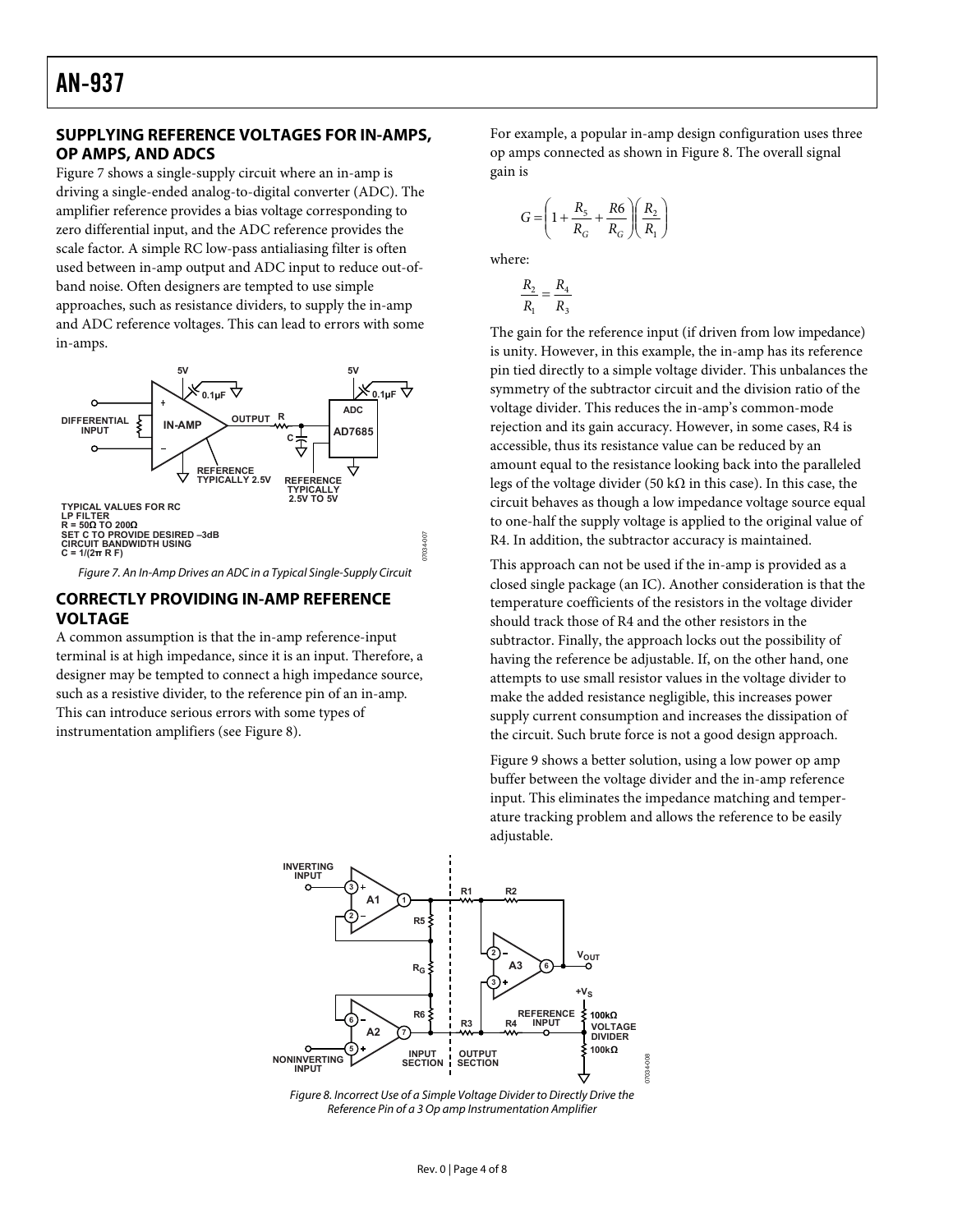## SUPPLYING REFERENCE VOLTAGES FOR IN-AMPS, OP AMPS, AND ADCS

Figure 7 shows a single-supply circuit where an in-amp is driving a single-ended analog-to-digital converter (ADC). The amplifier reference provides a bias voltage corresponding to zero differential input, and the ADC reference provides the scale factor. A simple RC low-pass antialiasing filter is often used between in-amp output and ADC input to reduce out-of-band noise. Often designers are tempted to use simple approaches, such as resistance dividers, to supply the in-amp and ADC reference voltages. This can lead to errors with some in-amps.

*Figure 7. An In-Amp Drives an ADC in a Typical Single-Supply Circuit*

## CORRECTLY PROVIDING IN-AMP REFERENCE VOLTAGE

A common assumption is that the in-amp reference-input terminal is at high impedance, since it is an input. Therefore, a designer may be tempted to connect a high impedance source, such as a resistive divider, to the reference pin of an in-amp. This can introduce serious errors with some types of instrumentation amplifiers (see Figure 8).

For example, a popular in-amp design configuration uses three op amps connected as shown in Figure 8. The overall signal gain is

$$G = \left(1 + \frac{R_5}{R_G} + \frac{R6}{R_G}\right)\left(\frac{R_2}{R_1}\right)$$

where:

$$\frac{R_2}{R_1} = \frac{R_4}{R_3}$$

The gain for the reference input (if driven from low impedance) is unity. However, in this example, the in-amp has its reference pin tied directly to a simple voltage divider. This unbalances the symmetry of the subtractor circuit and the division ratio of the voltage divider. This reduces the in-amp's common-mode rejection and its gain accuracy. However, in some cases, R4 is accessible, thus its resistance value can be reduced by an amount equal to the resistance looking back into the paralleled legs of the voltage divider (50 kΩ in this case). In this case, the circuit behaves as though a low impedance voltage source equal to one-half the supply voltage is applied to the original value of R4. In addition, the subtractor accuracy is maintained.

This approach can not be used if the in-amp is provided as a closed single package (an IC). Another consideration is that the temperature coefficients of the resistors in the voltage divider should track those of R4 and the other resistors in the subtractor. Finally, the approach locks out the possibility of having the reference be adjustable. If, on the other hand, one attempts to use small resistor values in the voltage divider to make the added resistance negligible, this increases power supply current consumption and increases the dissipation of the circuit. Such brute force is not a good design approach.

Figure 9 shows a better solution, using a low power op amp buffer between the voltage divider and the in-amp reference input. This eliminates the impedance matching and temperature tracking problem and allows the reference to be easily adjustable.

*Figure 8. Incorrect Use of a Simple Voltage Divider to Directly Drive the Reference Pin of a 3 Op amp Instrumentation Amplifier*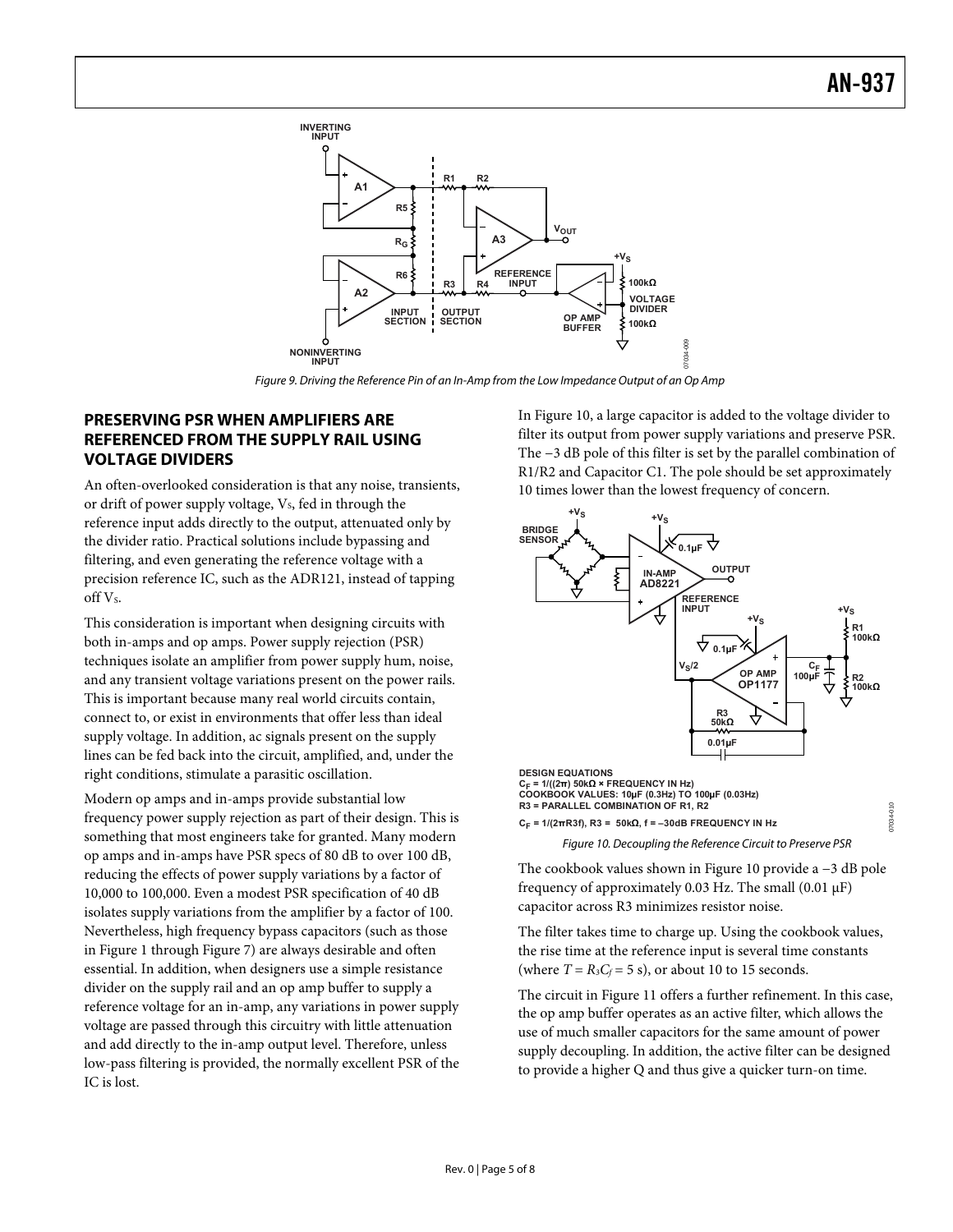Figure 9. Driving the Reference Pin of an In-Amp from the Low Impedance Output of an Op Amp

## PRESERVING PSR WHEN AMPLIFIERS ARE REFERENCED FROM THE SUPPLY RAIL USING VOLTAGE DIVIDERS

An often-overlooked consideration is that any noise, transients, or drift of power supply voltage, $V_S$, fed in through the reference input adds directly to the output, attenuated only by the divider ratio. Practical solutions include bypassing and filtering, and even generating the reference voltage with a precision reference IC, such as the ADR121, instead of tapping off $V_S$.

This consideration is important when designing circuits with both in-amps and op amps. Power supply rejection (PSR) techniques isolate an amplifier from power supply hum, noise, and any transient voltage variations present on the power rails. This is important because many real world circuits contain, connect to, or exist in environments that offer less than ideal supply voltage. In addition, ac signals present on the supply lines can be fed back into the circuit, amplified, and, under the right conditions, stimulate a parasitic oscillation.

Modern op amps and in-amps provide substantial low frequency power supply rejection as part of their design. This is something that most engineers take for granted. Many modern op amps and in-amps have PSR specs of 80 dB to over 100 dB, reducing the effects of power supply variations by a factor of 10,000 to 100,000. Even a modest PSR specification of 40 dB isolates supply variations from the amplifier by a factor of 100. Nevertheless, high frequency bypass capacitors (such as those in Figure 1 through Figure 7) are always desirable and often essential. In addition, when designers use a simple resistance divider on the supply rail and an op amp buffer to supply a reference voltage for an in-amp, any variations in power supply voltage are passed through this circuitry with little attenuation and add directly to the in-amp output level. Therefore, unless low-pass filtering is provided, the normally excellent PSR of the IC is lost.

In Figure 10, a large capacitor is added to the voltage divider to filter its output from power supply variations and preserve PSR. The −3 dB pole of this filter is set by the parallel combination of R1/R2 and Capacitor C1. The pole should be set approximately 10 times lower than the lowest frequency of concern.

DESIGN EQUATIONS
$C_F = 1/((2\pi)\ 50k\Omega \times \text{FREQUENCY IN Hz})$
COOKBOOK VALUES: 10µF (0.3Hz) TO 100µF (0.03Hz)
R3 = PARALLEL COMBINATION OF R1, R2
$C_F = 1/(2\pi R3f)$, R3 = 50kΩ, f = –30dB FREQUENCY IN Hz

Figure 10. Decoupling the Reference Circuit to Preserve PSR

The cookbook values shown in Figure 10 provide a −3 dB pole frequency of approximately 0.03 Hz. The small (0.01 µF) capacitor across R3 minimizes resistor noise.

The filter takes time to charge up. Using the cookbook values, the rise time at the reference input is several time constants (where $T = R_3C_f = 5$ s), or about 10 to 15 seconds.

The circuit in Figure 11 offers a further refinement. In this case, the op amp buffer operates as an active filter, which allows the use of much smaller capacitors for the same amount of power supply decoupling. In addition, the active filter can be designed to provide a higher Q and thus give a quicker turn-on time.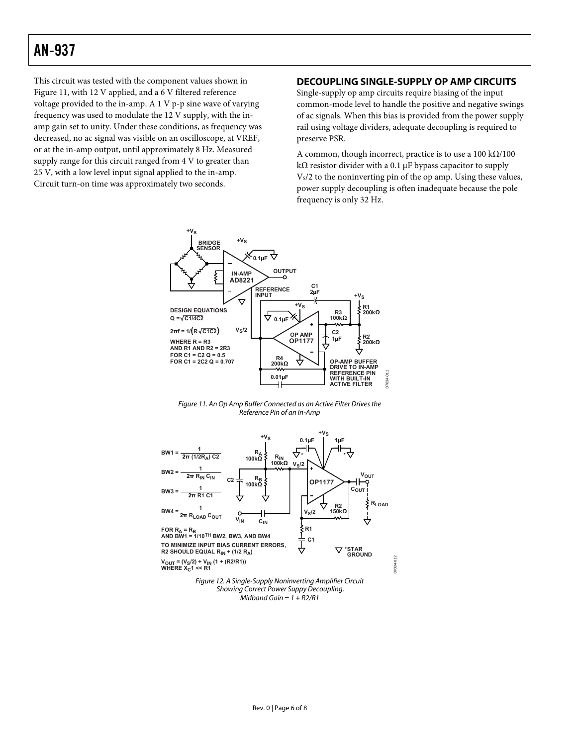This circuit was tested with the component values shown in Figure 11, with 12 V applied, and a 6 V filtered reference voltage provided to the in-amp. A 1 V p-p sine wave of varying frequency was used to modulate the 12 V supply, with the in-amp gain set to unity. Under these conditions, as frequency was decreased, no ac signal was visible on an oscilloscope, at VREF, or at the in-amp output, until approximately 8 Hz. Measured supply range for this circuit ranged from 4 V to greater than 25 V, with a low level input signal applied to the in-amp. Circuit turn-on time was approximately two seconds.

## DECOUPLING SINGLE-SUPPLY OP AMP CIRCUITS

Single-supply op amp circuits require biasing of the input common-mode level to handle the positive and negative swings of ac signals. When this bias is provided from the power supply rail using voltage dividers, adequate decoupling is required to preserve PSR.

A common, though incorrect, practice is to use a 100 kΩ/100 kΩ resistor divider with a 0.1 µF bypass capacitor to supply $V_S/2$ to the noninverting pin of the op amp. Using these values, power supply decoupling is often inadequate because the pole frequency is only 32 Hz.

Figure 11. An Op Amp Buffer Connected as an Active Filter Drives the Reference Pin of an In-Amp

Figure 12. A Single-Supply Noninverting Amplifier Circuit Showing Correct Power Suppy Decoupling. Midband Gain = 1 + R2/R1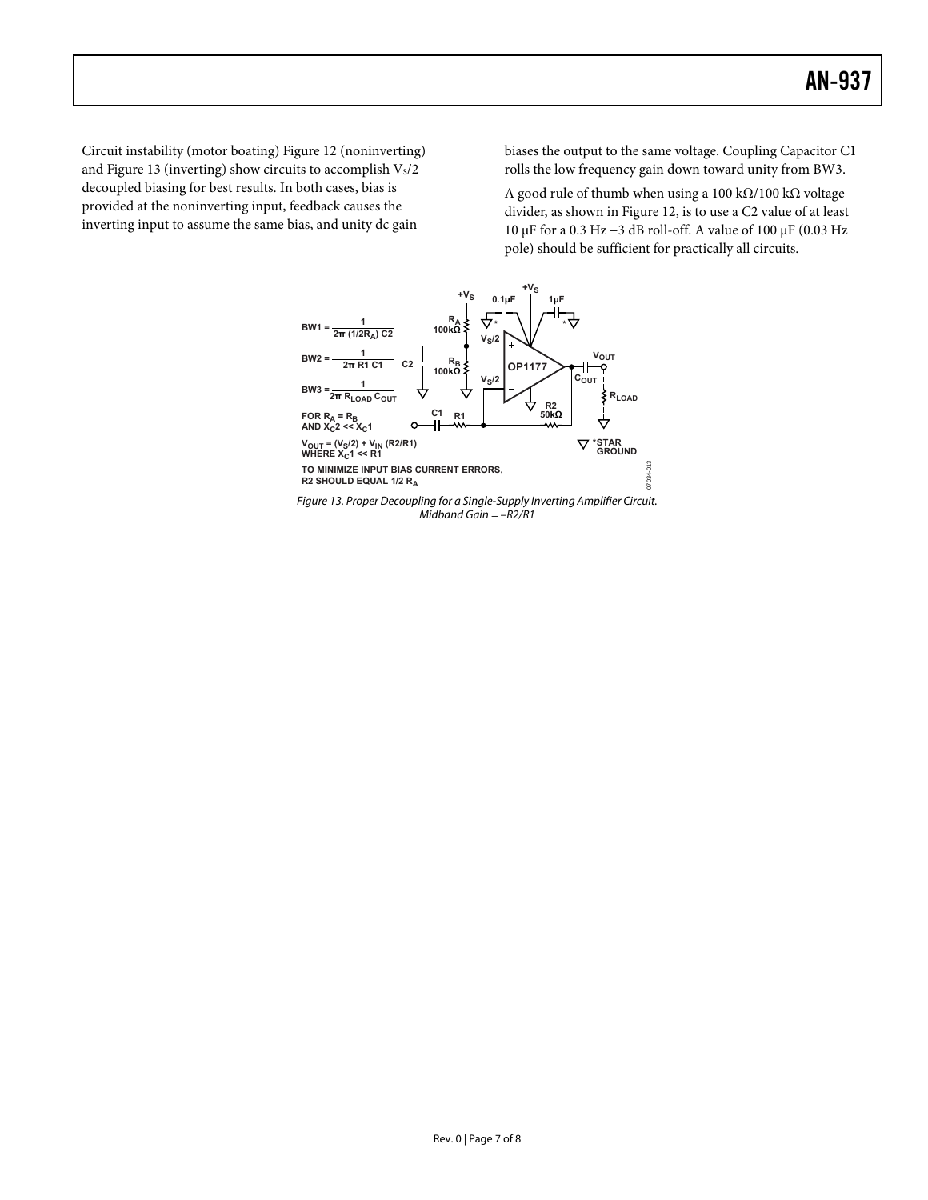Circuit instability (motor boating) Figure 12 (noninverting) and Figure 13 (inverting) show circuits to accomplish $V_S/2$ decoupled biasing for best results. In both cases, bias is provided at the noninverting input, feedback causes the inverting input to assume the same bias, and unity dc gain biases the output to the same voltage. Coupling Capacitor C1 rolls the low frequency gain down toward unity from BW3.

A good rule of thumb when using a 100 kΩ/100 kΩ voltage divider, as shown in Figure 12, is to use a C2 value of at least 10 μF for a 0.3 Hz −3 dB roll-off. A value of 100 μF (0.03 Hz pole) should be sufficient for practically all circuits.

$$BW1 = \frac{1}{2\pi\ (1/2R_A)\ C2}$$

$$BW2 = \frac{1}{2\pi\ R1\ C1}$$

$$BW3 = \frac{1}{2\pi\ R_{LOAD}\ C_{OUT}}$$

FOR $R_A = R_B$ AND $X_C2 << X_C1$

$V_{OUT} = (V_S/2) + V_{IN}\ (R2/R1)$ WHERE $X_C1 << R1$

TO MINIMIZE INPUT BIAS CURRENT ERRORS, R2 SHOULD EQUAL 1/2 $R_A$

*Figure 13. Proper Decoupling for a Single-Supply Inverting Amplifier Circuit. Midband Gain = −R2/R1*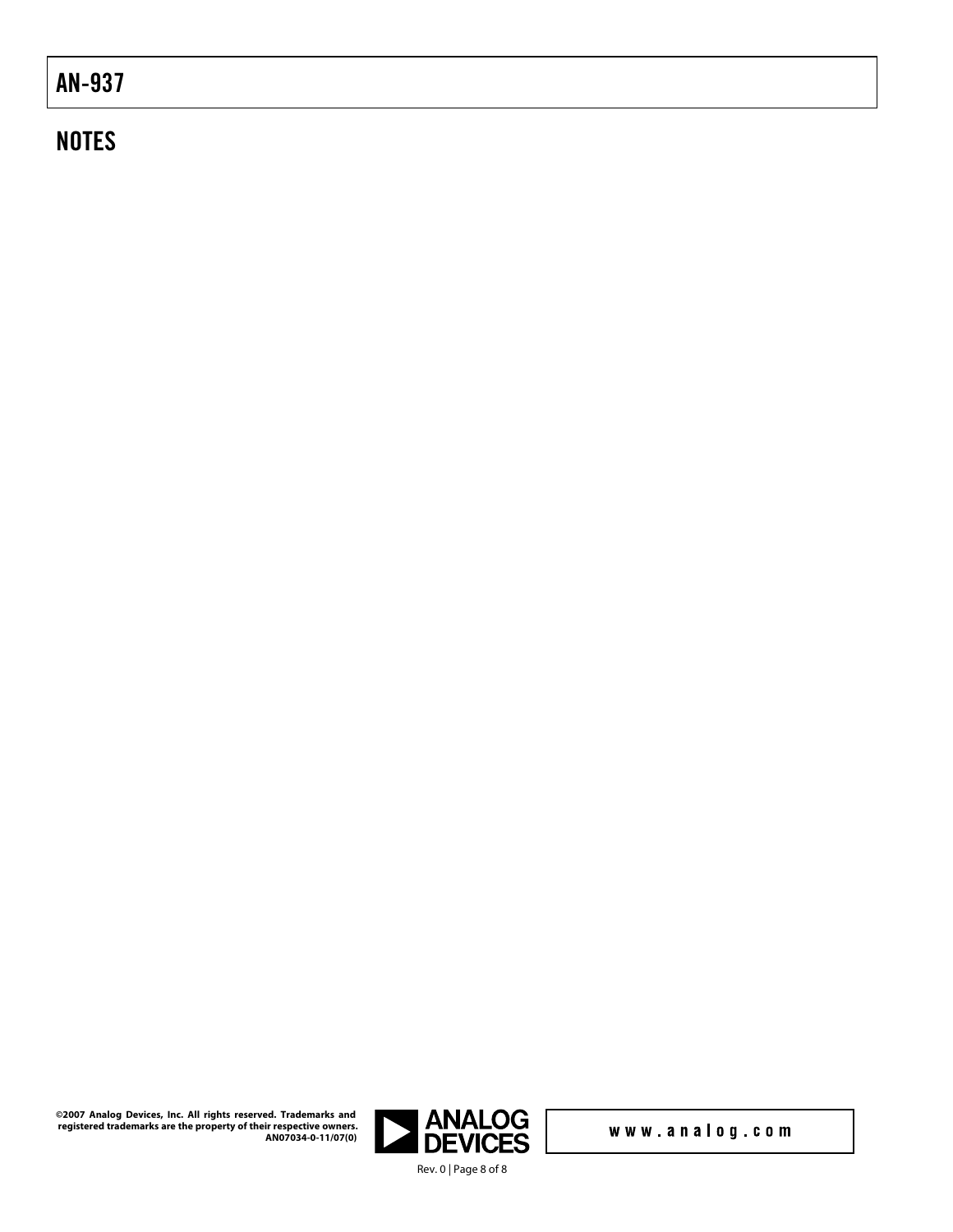## NOTES

©2007 Analog Devices, Inc. All rights reserved. Trademarks and registered trademarks are the property of their respective owners.
AN07034-0-11/07(0)

www.analog.com